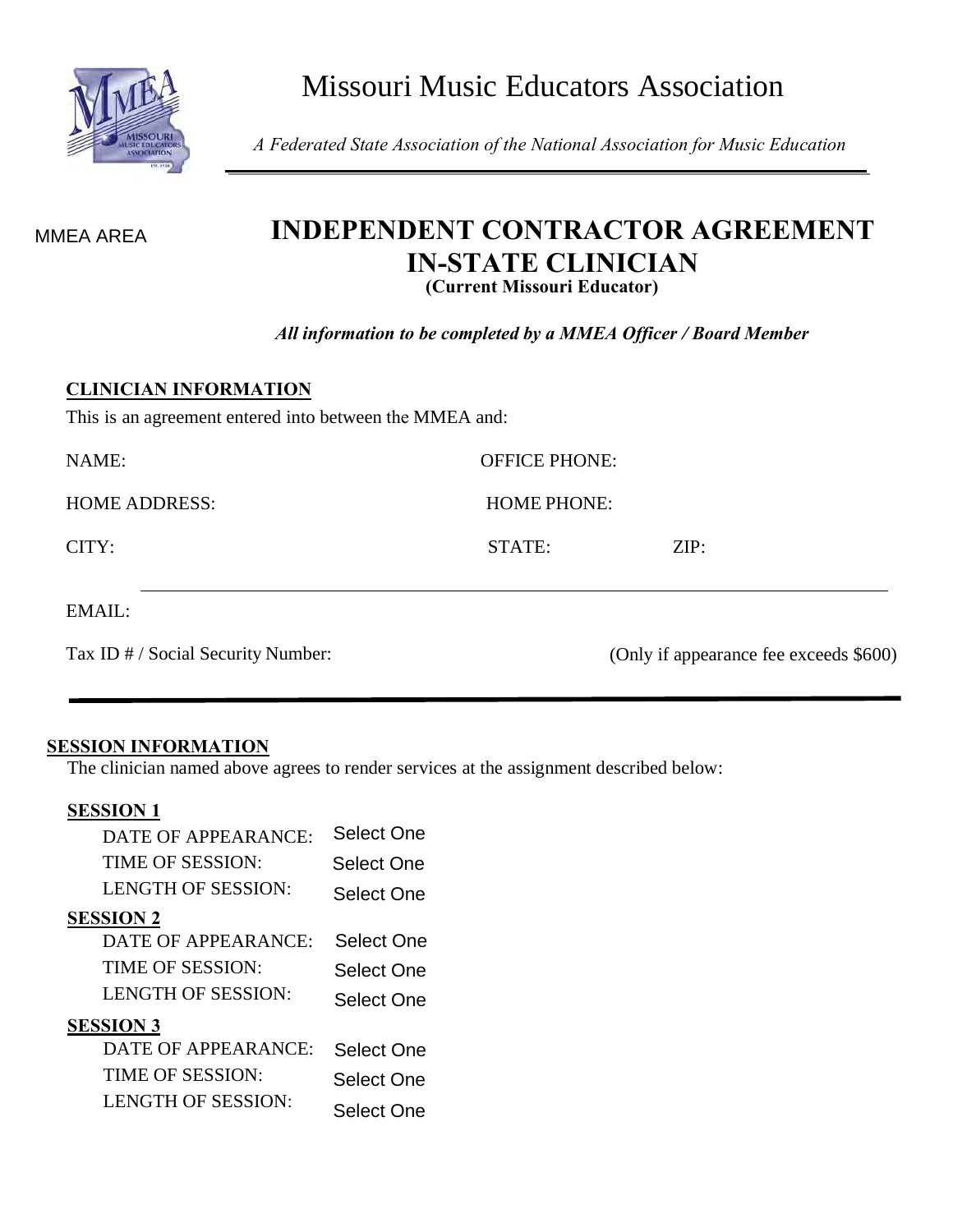# Missouri Music Educators Association

*A Federated State Association of the National Association for Music Education*

MMEA AREA

## INDEPENDENT CONTRACTOR AGREEMENT
## IN-STATE CLINICIAN
**(Current Missouri Educator)**

***All information to be completed by a MMEA Officer / Board Member***

### CLINICIAN INFORMATION

This is an agreement entered into between the MMEA and:

NAME:

OFFICE PHONE:

HOME ADDRESS:

HOME PHONE:

CITY:

STATE:

ZIP:

EMAIL:

Tax ID # / Social Security Number: (Only if appearance fee exceeds $600)

---

### SESSION INFORMATION

The clinician named above agrees to render services at the assignment described below:

**SESSION 1**

DATE OF APPEARANCE: Select One
TIME OF SESSION: Select One
LENGTH OF SESSION: Select One

**SESSION 2**

DATE OF APPEARANCE: Select One
TIME OF SESSION: Select One
LENGTH OF SESSION: Select One

**SESSION 3**

DATE OF APPEARANCE: Select One
TIME OF SESSION: Select One
LENGTH OF SESSION: Select One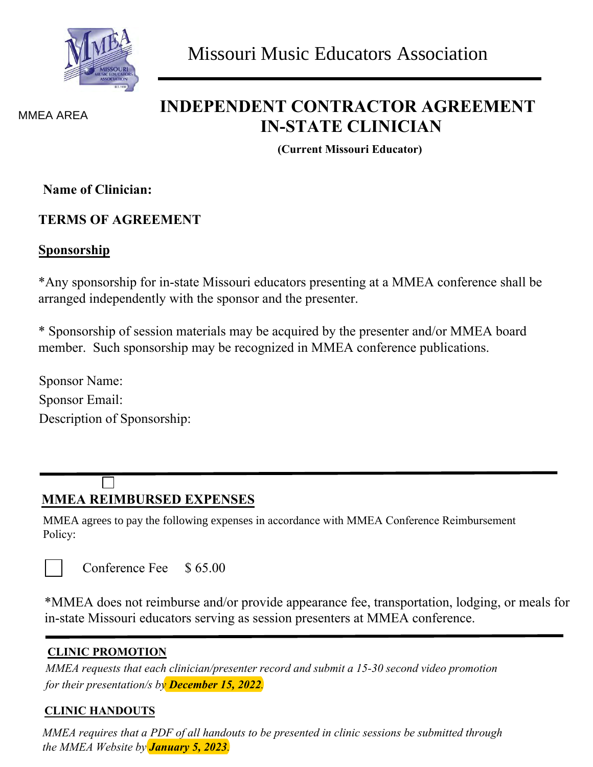MMEA AREA

# Missouri Music Educators Association

## INDEPENDENT CONTRACTOR AGREEMENT IN-STATE CLINICIAN

**(Current Missouri Educator)**

**Name of Clinician:**

**TERMS OF AGREEMENT**

**Sponsorship**

*Any sponsorship for in-state Missouri educators presenting at a MMEA conference shall be arranged independently with the sponsor and the presenter.

* Sponsorship of session materials may be acquired by the presenter and/or MMEA board member. Such sponsorship may be recognized in MMEA conference publications.

Sponsor Name:

Sponsor Email:

Description of Sponsorship:

---

☐

**MMEA REIMBURSED EXPENSES**

MMEA agrees to pay the following expenses in accordance with MMEA Conference Reimbursement Policy:

☐ Conference Fee $ 65.00

*MMEA does not reimburse and/or provide appearance fee, transportation, lodging, or meals for in-state Missouri educators serving as session presenters at MMEA conference.

---

**CLINIC PROMOTION**

*MMEA requests that each clinician/presenter record and submit a 15-30 second video promotion for their presentation/s by* ***December 15, 2022***.

**CLINIC HANDOUTS**

*MMEA requires that a PDF of all handouts to be presented in clinic sessions be submitted through the MMEA Website by* ***January 5, 2023***.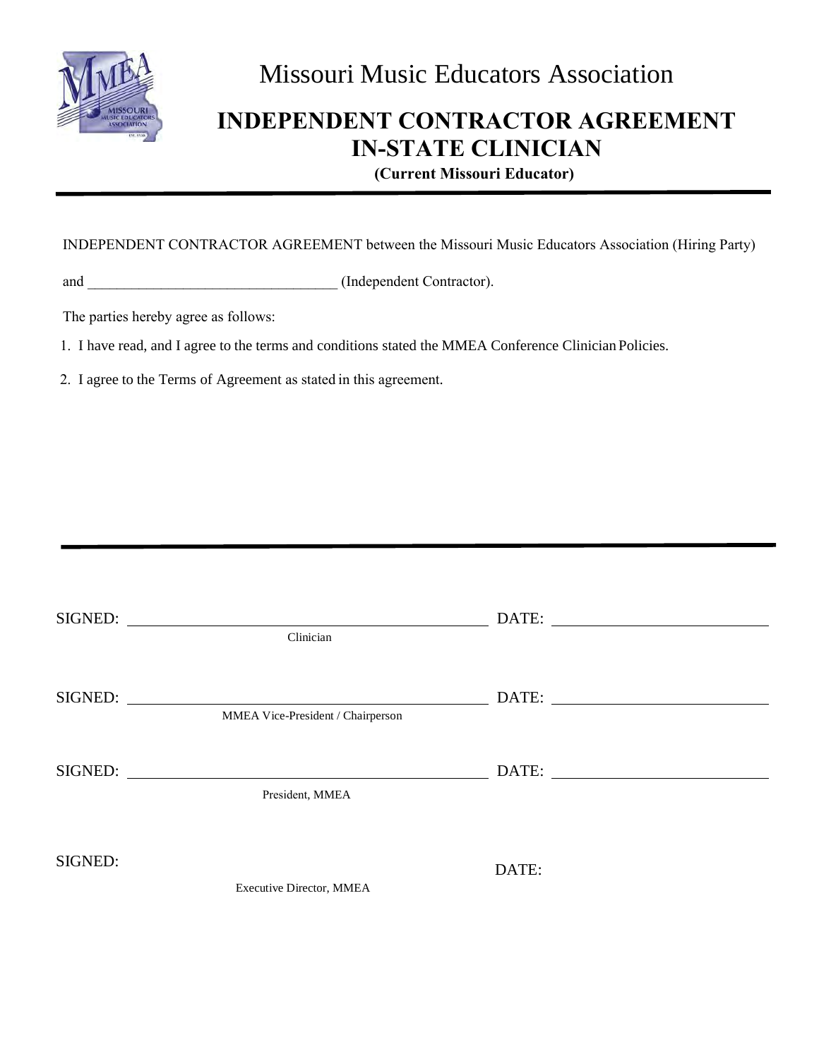# Missouri Music Educators Association

## INDEPENDENT CONTRACTOR AGREEMENT IN-STATE CLINICIAN

**(Current Missouri Educator)**

---

INDEPENDENT CONTRACTOR AGREEMENT between the Missouri Music Educators Association (Hiring Party)

and __________________________________ (Independent Contractor).

The parties hereby agree as follows:

1. I have read, and I agree to the terms and conditions stated the MMEA Conference Clinician Policies.
2. I agree to the Terms of Agreement as stated in this agreement.

---

SIGNED: ______________________________________ DATE: ______________________
Clinician

SIGNED: ______________________________________ DATE: ______________________
MMEA Vice-President / Chairperson

SIGNED: ______________________________________ DATE: ______________________
President, MMEA

SIGNED: DATE:
Executive Director, MMEA